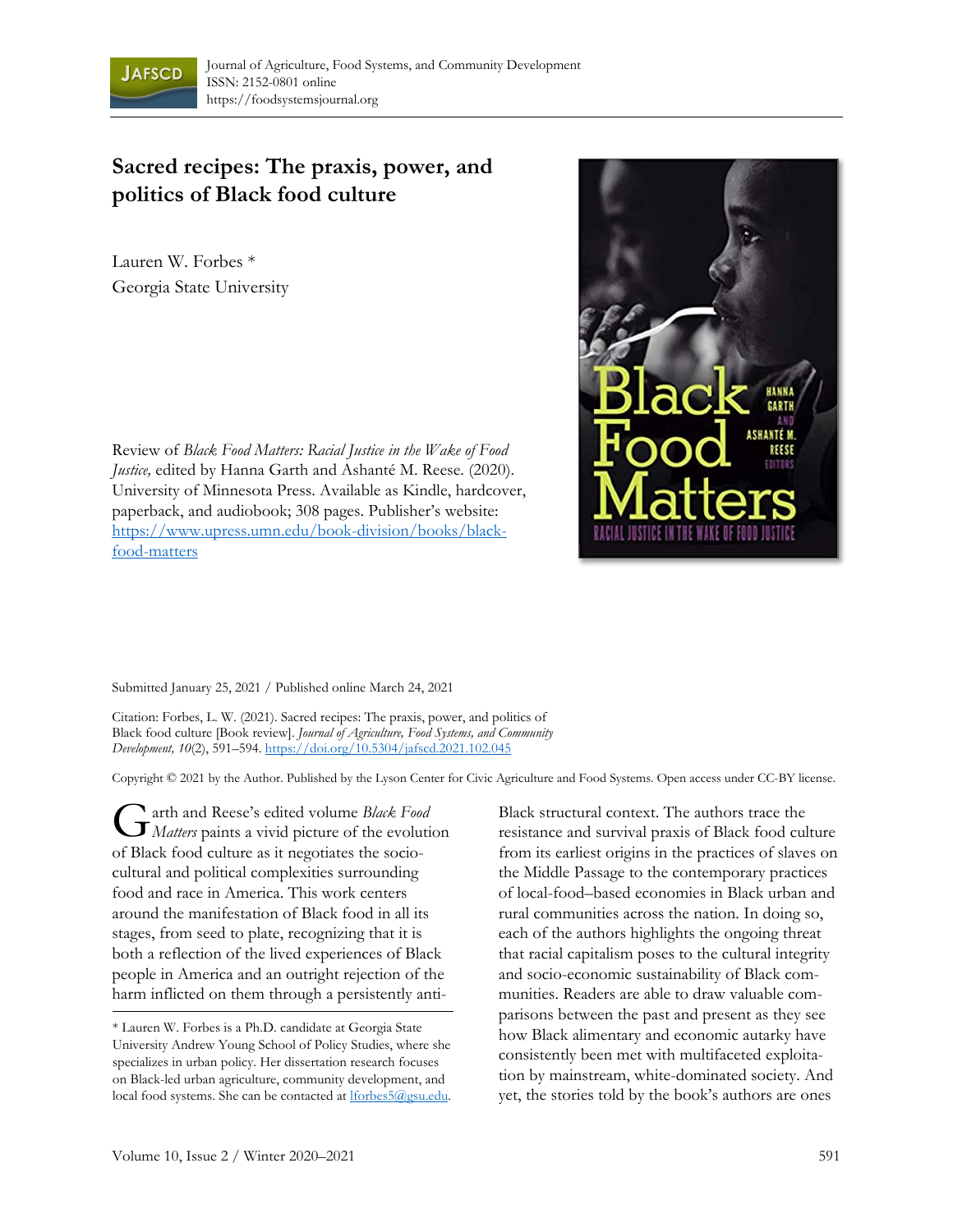Journal of Agriculture, Food Systems, and Community Development
ISSN: 2152-0801 online
https://foodsystemsjournal.org

# Sacred recipes: The praxis, power, and politics of Black food culture

Lauren W. Forbes *
Georgia State University

Review of *Black Food Matters: Racial Justice in the Wake of Food Justice,* edited by Hanna Garth and Ashanté M. Reese. (2020). University of Minnesota Press. Available as Kindle, hardcover, paperback, and audiobook; 308 pages. Publisher's website: https://www.upress.umn.edu/book-division/books/black-food-matters

Submitted January 25, 2021 / Published online March 24, 2021

Citation: Forbes, L. W. (2021). Sacred recipes: The praxis, power, and politics of Black food culture [Book review]. *Journal of Agriculture, Food Systems, and Community Development, 10*(2), 591–594. https://doi.org/10.5304/jafscd.2021.102.045

Copyright © 2021 by the Author. Published by the Lyson Center for Civic Agriculture and Food Systems. Open access under CC-BY license.

Garth and Reese's edited volume *Black Food Matters* paints a vivid picture of the evolution of Black food culture as it negotiates the socio-cultural and political complexities surrounding food and race in America. This work centers around the manifestation of Black food in all its stages, from seed to plate, recognizing that it is both a reflection of the lived experiences of Black people in America and an outright rejection of the harm inflicted on them through a persistently anti-Black structural context. The authors trace the resistance and survival praxis of Black food culture from its earliest origins in the practices of slaves on the Middle Passage to the contemporary practices of local-food–based economies in Black urban and rural communities across the nation. In doing so, each of the authors highlights the ongoing threat that racial capitalism poses to the cultural integrity and socio-economic sustainability of Black communities. Readers are able to draw valuable comparisons between the past and present as they see how Black alimentary and economic autarky have consistently been met with multifaceted exploitation by mainstream, white-dominated society. And yet, the stories told by the book's authors are ones

* Lauren W. Forbes is a Ph.D. candidate at Georgia State University Andrew Young School of Policy Studies, where she specializes in urban policy. Her dissertation research focuses on Black-led urban agriculture, community development, and local food systems. She can be contacted at lforbes5@gsu.edu.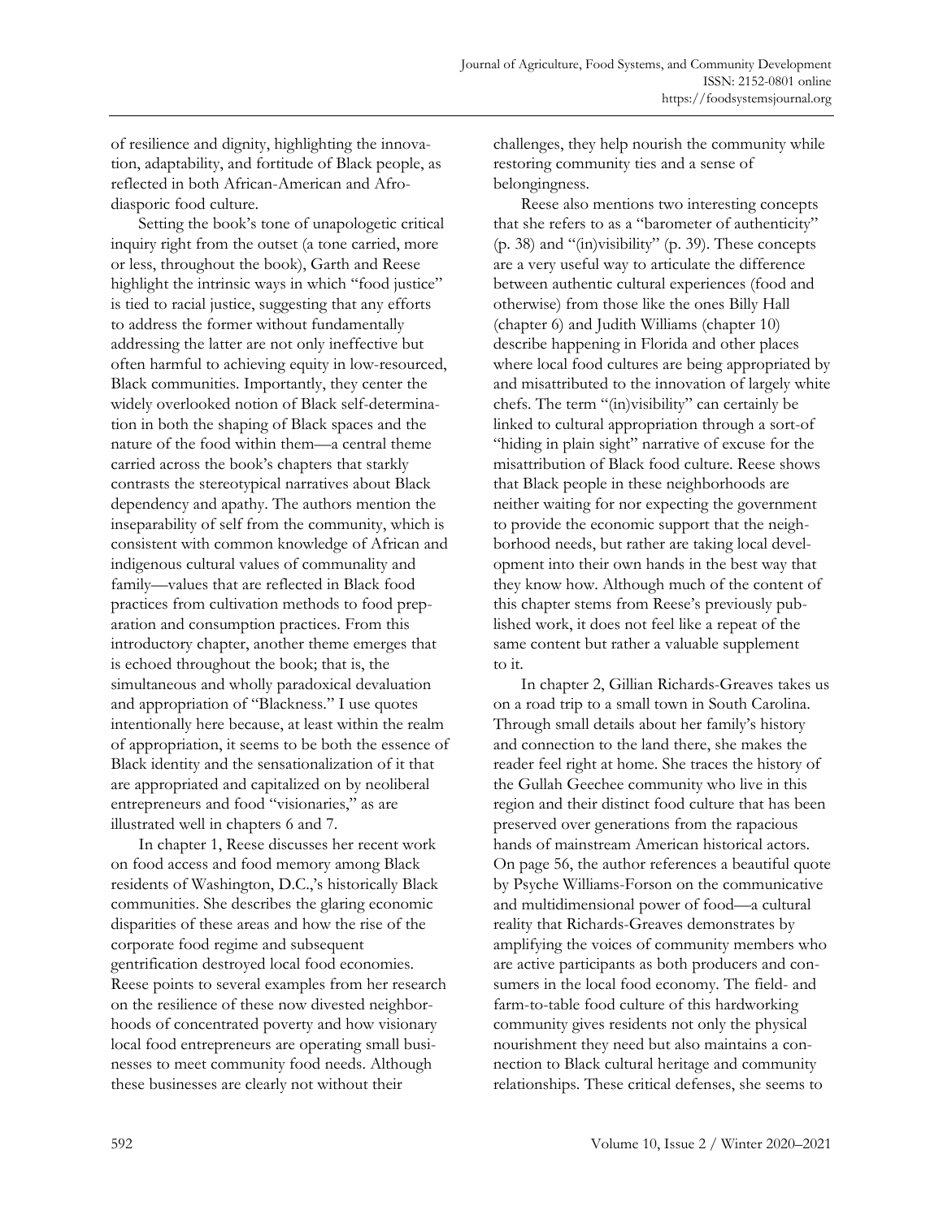of resilience and dignity, highlighting the innovation, adaptability, and fortitude of Black people, as reflected in both African-American and Afro-diasporic food culture.

Setting the book's tone of unapologetic critical inquiry right from the outset (a tone carried, more or less, throughout the book), Garth and Reese highlight the intrinsic ways in which "food justice" is tied to racial justice, suggesting that any efforts to address the former without fundamentally addressing the latter are not only ineffective but often harmful to achieving equity in low-resourced, Black communities. Importantly, they center the widely overlooked notion of Black self-determination in both the shaping of Black spaces and the nature of the food within them—a central theme carried across the book's chapters that starkly contrasts the stereotypical narratives about Black dependency and apathy. The authors mention the inseparability of self from the community, which is consistent with common knowledge of African and indigenous cultural values of communality and family—values that are reflected in Black food practices from cultivation methods to food preparation and consumption practices. From this introductory chapter, another theme emerges that is echoed throughout the book; that is, the simultaneous and wholly paradoxical devaluation and appropriation of "Blackness." I use quotes intentionally here because, at least within the realm of appropriation, it seems to be both the essence of Black identity and the sensationalization of it that are appropriated and capitalized on by neoliberal entrepreneurs and food "visionaries," as are illustrated well in chapters 6 and 7.

In chapter 1, Reese discusses her recent work on food access and food memory among Black residents of Washington, D.C.,'s historically Black communities. She describes the glaring economic disparities of these areas and how the rise of the corporate food regime and subsequent gentrification destroyed local food economies. Reese points to several examples from her research on the resilience of these now divested neighborhoods of concentrated poverty and how visionary local food entrepreneurs are operating small businesses to meet community food needs. Although these businesses are clearly not without their challenges, they help nourish the community while restoring community ties and a sense of belongingness.

Reese also mentions two interesting concepts that she refers to as a "barometer of authenticity" (p. 38) and "(in)visibility" (p. 39). These concepts are a very useful way to articulate the difference between authentic cultural experiences (food and otherwise) from those like the ones Billy Hall (chapter 6) and Judith Williams (chapter 10) describe happening in Florida and other places where local food cultures are being appropriated by and misattributed to the innovation of largely white chefs. The term "(in)visibility" can certainly be linked to cultural appropriation through a sort-of "hiding in plain sight" narrative of excuse for the misattribution of Black food culture. Reese shows that Black people in these neighborhoods are neither waiting for nor expecting the government to provide the economic support that the neighborhood needs, but rather are taking local development into their own hands in the best way that they know how. Although much of the content of this chapter stems from Reese's previously published work, it does not feel like a repeat of the same content but rather a valuable supplement to it.

In chapter 2, Gillian Richards-Greaves takes us on a road trip to a small town in South Carolina. Through small details about her family's history and connection to the land there, she makes the reader feel right at home. She traces the history of the Gullah Geechee community who live in this region and their distinct food culture that has been preserved over generations from the rapacious hands of mainstream American historical actors. On page 56, the author references a beautiful quote by Psyche Williams-Forson on the communicative and multidimensional power of food—a cultural reality that Richards-Greaves demonstrates by amplifying the voices of community members who are active participants as both producers and consumers in the local food economy. The field- and farm-to-table food culture of this hardworking community gives residents not only the physical nourishment they need but also maintains a connection to Black cultural heritage and community relationships. These critical defenses, she seems to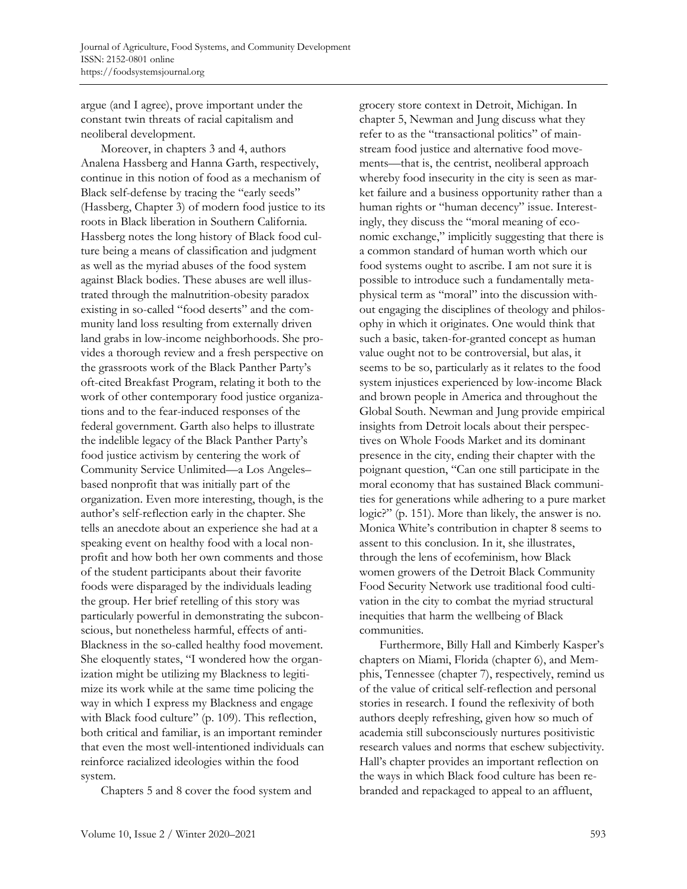argue (and I agree), prove important under the constant twin threats of racial capitalism and neoliberal development.

Moreover, in chapters 3 and 4, authors Analena Hassberg and Hanna Garth, respectively, continue in this notion of food as a mechanism of Black self-defense by tracing the "early seeds" (Hassberg, Chapter 3) of modern food justice to its roots in Black liberation in Southern California. Hassberg notes the long history of Black food culture being a means of classification and judgment as well as the myriad abuses of the food system against Black bodies. These abuses are well illustrated through the malnutrition-obesity paradox existing in so-called "food deserts" and the community land loss resulting from externally driven land grabs in low-income neighborhoods. She provides a thorough review and a fresh perspective on the grassroots work of the Black Panther Party's oft-cited Breakfast Program, relating it both to the work of other contemporary food justice organizations and to the fear-induced responses of the federal government. Garth also helps to illustrate the indelible legacy of the Black Panther Party's food justice activism by centering the work of Community Service Unlimited—a Los Angeles–based nonprofit that was initially part of the organization. Even more interesting, though, is the author's self-reflection early in the chapter. She tells an anecdote about an experience she had at a speaking event on healthy food with a local nonprofit and how both her own comments and those of the student participants about their favorite foods were disparaged by the individuals leading the group. Her brief retelling of this story was particularly powerful in demonstrating the subconscious, but nonetheless harmful, effects of anti-Blackness in the so-called healthy food movement. She eloquently states, "I wondered how the organization might be utilizing my Blackness to legitimize its work while at the same time policing the way in which I express my Blackness and engage with Black food culture" (p. 109). This reflection, both critical and familiar, is an important reminder that even the most well-intentioned individuals can reinforce racialized ideologies within the food system.

Chapters 5 and 8 cover the food system and grocery store context in Detroit, Michigan. In chapter 5, Newman and Jung discuss what they refer to as the "transactional politics" of mainstream food justice and alternative food movements—that is, the centrist, neoliberal approach whereby food insecurity in the city is seen as market failure and a business opportunity rather than a human rights or "human decency" issue. Interestingly, they discuss the "moral meaning of economic exchange," implicitly suggesting that there is a common standard of human worth which our food systems ought to ascribe. I am not sure it is possible to introduce such a fundamentally metaphysical term as "moral" into the discussion without engaging the disciplines of theology and philosophy in which it originates. One would think that such a basic, taken-for-granted concept as human value ought not to be controversial, but alas, it seems to be so, particularly as it relates to the food system injustices experienced by low-income Black and brown people in America and throughout the Global South. Newman and Jung provide empirical insights from Detroit locals about their perspectives on Whole Foods Market and its dominant presence in the city, ending their chapter with the poignant question, "Can one still participate in the moral economy that has sustained Black communities for generations while adhering to a pure market logic?" (p. 151). More than likely, the answer is no. Monica White's contribution in chapter 8 seems to assent to this conclusion. In it, she illustrates, through the lens of ecofeminism, how Black women growers of the Detroit Black Community Food Security Network use traditional food cultivation in the city to combat the myriad structural inequities that harm the wellbeing of Black communities.

Furthermore, Billy Hall and Kimberly Kasper's chapters on Miami, Florida (chapter 6), and Memphis, Tennessee (chapter 7), respectively, remind us of the value of critical self-reflection and personal stories in research. I found the reflexivity of both authors deeply refreshing, given how so much of academia still subconsciously nurtures positivistic research values and norms that eschew subjectivity. Hall's chapter provides an important reflection on the ways in which Black food culture has been rebranded and repackaged to appeal to an affluent,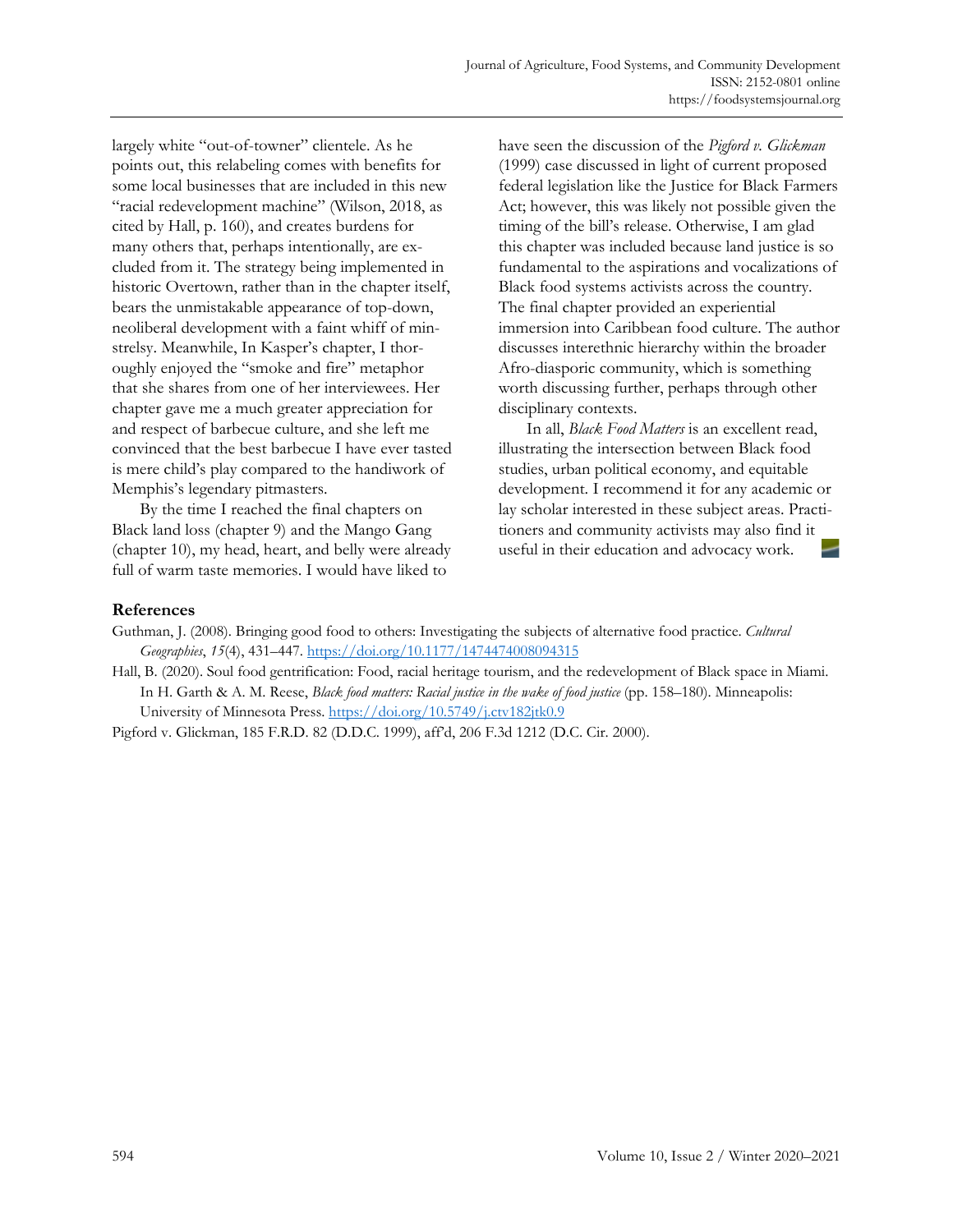largely white "out-of-towner" clientele. As he points out, this relabeling comes with benefits for some local businesses that are included in this new "racial redevelopment machine" (Wilson, 2018, as cited by Hall, p. 160), and creates burdens for many others that, perhaps intentionally, are excluded from it. The strategy being implemented in historic Overtown, rather than in the chapter itself, bears the unmistakable appearance of top-down, neoliberal development with a faint whiff of minstrelsy. Meanwhile, In Kasper's chapter, I thoroughly enjoyed the "smoke and fire" metaphor that she shares from one of her interviewees. Her chapter gave me a much greater appreciation for and respect of barbecue culture, and she left me convinced that the best barbecue I have ever tasted is mere child's play compared to the handiwork of Memphis's legendary pitmasters.

By the time I reached the final chapters on Black land loss (chapter 9) and the Mango Gang (chapter 10), my head, heart, and belly were already full of warm taste memories. I would have liked to have seen the discussion of the *Pigford v. Glickman* (1999) case discussed in light of current proposed federal legislation like the Justice for Black Farmers Act; however, this was likely not possible given the timing of the bill's release. Otherwise, I am glad this chapter was included because land justice is so fundamental to the aspirations and vocalizations of Black food systems activists across the country. The final chapter provided an experiential immersion into Caribbean food culture. The author discusses interethnic hierarchy within the broader Afro-diasporic community, which is something worth discussing further, perhaps through other disciplinary contexts.

In all, *Black Food Matters* is an excellent read, illustrating the intersection between Black food studies, urban political economy, and equitable development. I recommend it for any academic or lay scholar interested in these subject areas. Practitioners and community activists may also find it useful in their education and advocacy work.

## References

Guthman, J. (2008). Bringing good food to others: Investigating the subjects of alternative food practice. *Cultural Geographies*, *15*(4), 431–447. https://doi.org/10.1177/1474474008094315

Hall, B. (2020). Soul food gentrification: Food, racial heritage tourism, and the redevelopment of Black space in Miami. In H. Garth & A. M. Reese, *Black food matters: Racial justice in the wake of food justice* (pp. 158–180). Minneapolis: University of Minnesota Press. https://doi.org/10.5749/j.ctv182jtk0.9

Pigford v. Glickman, 185 F.R.D. 82 (D.D.C. 1999), aff'd, 206 F.3d 1212 (D.C. Cir. 2000).